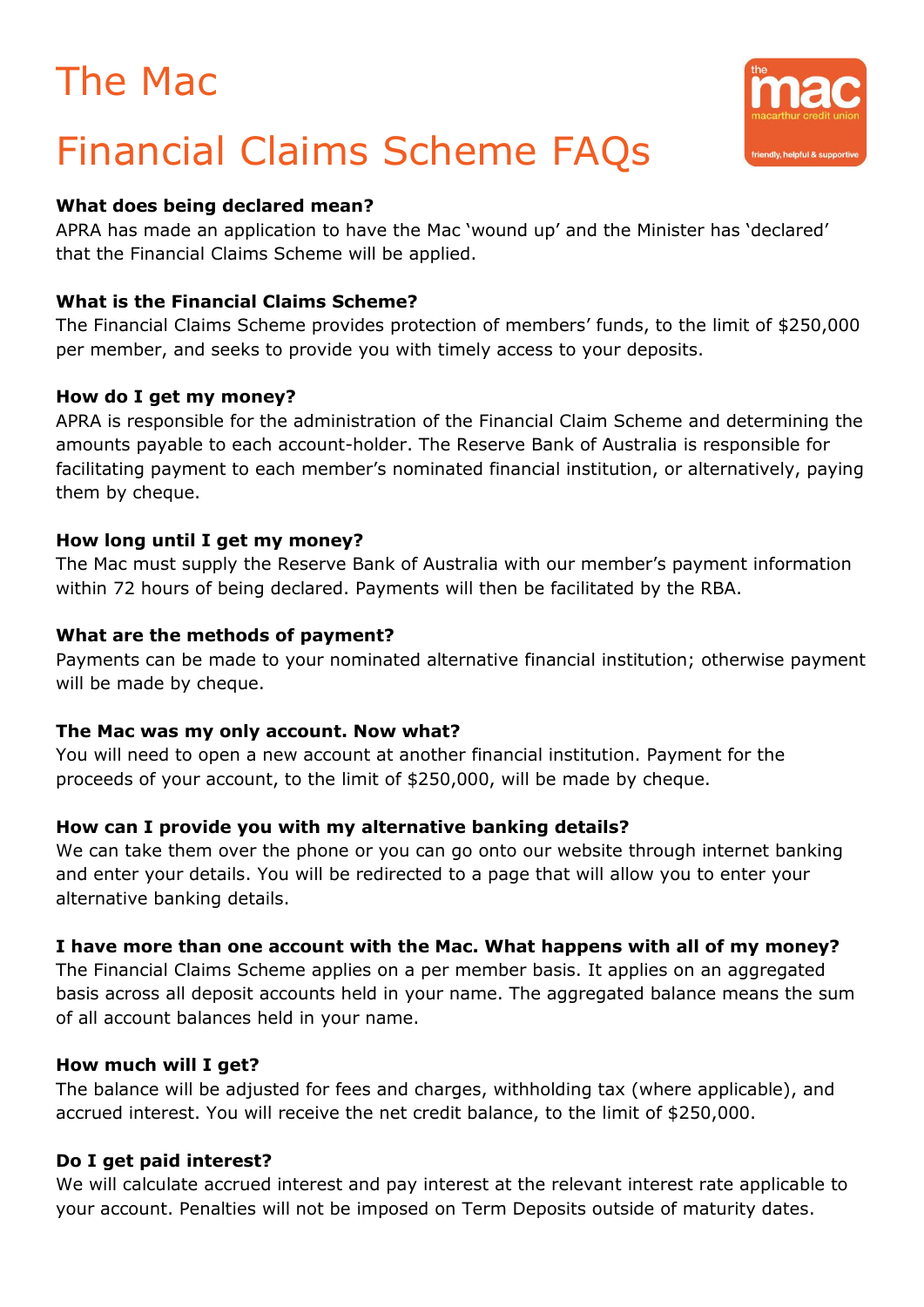# The Mac

# Financial Claims Scheme FAQs

**What does being declared mean?**
APRA has made an application to have the Mac 'wound up' and the Minister has 'declared' that the Financial Claims Scheme will be applied.

**What is the Financial Claims Scheme?**
The Financial Claims Scheme provides protection of members' funds, to the limit of $250,000 per member, and seeks to provide you with timely access to your deposits.

**How do I get my money?**
APRA is responsible for the administration of the Financial Claim Scheme and determining the amounts payable to each account-holder. The Reserve Bank of Australia is responsible for facilitating payment to each member's nominated financial institution, or alternatively, paying them by cheque.

**How long until I get my money?**
The Mac must supply the Reserve Bank of Australia with our member's payment information within 72 hours of being declared. Payments will then be facilitated by the RBA.

**What are the methods of payment?**
Payments can be made to your nominated alternative financial institution; otherwise payment will be made by cheque.

**The Mac was my only account. Now what?**
You will need to open a new account at another financial institution. Payment for the proceeds of your account, to the limit of $250,000, will be made by cheque.

**How can I provide you with my alternative banking details?**
We can take them over the phone or you can go onto our website through internet banking and enter your details. You will be redirected to a page that will allow you to enter your alternative banking details.

**I have more than one account with the Mac. What happens with all of my money?**
The Financial Claims Scheme applies on a per member basis. It applies on an aggregated basis across all deposit accounts held in your name. The aggregated balance means the sum of all account balances held in your name.

**How much will I get?**
The balance will be adjusted for fees and charges, withholding tax (where applicable), and accrued interest. You will receive the net credit balance, to the limit of $250,000.

**Do I get paid interest?**
We will calculate accrued interest and pay interest at the relevant interest rate applicable to your account. Penalties will not be imposed on Term Deposits outside of maturity dates.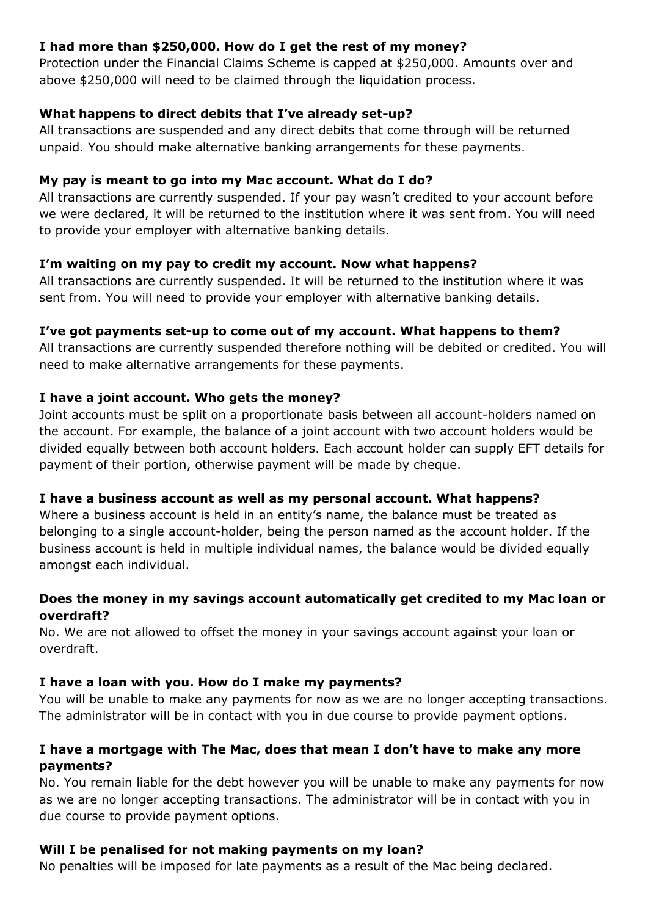**I had more than $250,000. How do I get the rest of my money?**

Protection under the Financial Claims Scheme is capped at $250,000. Amounts over and above $250,000 will need to be claimed through the liquidation process.

**What happens to direct debits that I've already set-up?**

All transactions are suspended and any direct debits that come through will be returned unpaid. You should make alternative banking arrangements for these payments.

**My pay is meant to go into my Mac account. What do I do?**

All transactions are currently suspended. If your pay wasn't credited to your account before we were declared, it will be returned to the institution where it was sent from. You will need to provide your employer with alternative banking details.

**I'm waiting on my pay to credit my account. Now what happens?**

All transactions are currently suspended. It will be returned to the institution where it was sent from. You will need to provide your employer with alternative banking details.

**I've got payments set-up to come out of my account. What happens to them?**

All transactions are currently suspended therefore nothing will be debited or credited. You will need to make alternative arrangements for these payments.

**I have a joint account. Who gets the money?**

Joint accounts must be split on a proportionate basis between all account-holders named on the account. For example, the balance of a joint account with two account holders would be divided equally between both account holders. Each account holder can supply EFT details for payment of their portion, otherwise payment will be made by cheque.

**I have a business account as well as my personal account. What happens?**

Where a business account is held in an entity's name, the balance must be treated as belonging to a single account-holder, being the person named as the account holder. If the business account is held in multiple individual names, the balance would be divided equally amongst each individual.

**Does the money in my savings account automatically get credited to my Mac loan or overdraft?**

No. We are not allowed to offset the money in your savings account against your loan or overdraft.

**I have a loan with you. How do I make my payments?**

You will be unable to make any payments for now as we are no longer accepting transactions. The administrator will be in contact with you in due course to provide payment options.

**I have a mortgage with The Mac, does that mean I don't have to make any more payments?**

No. You remain liable for the debt however you will be unable to make any payments for now as we are no longer accepting transactions. The administrator will be in contact with you in due course to provide payment options.

**Will I be penalised for not making payments on my loan?**

No penalties will be imposed for late payments as a result of the Mac being declared.